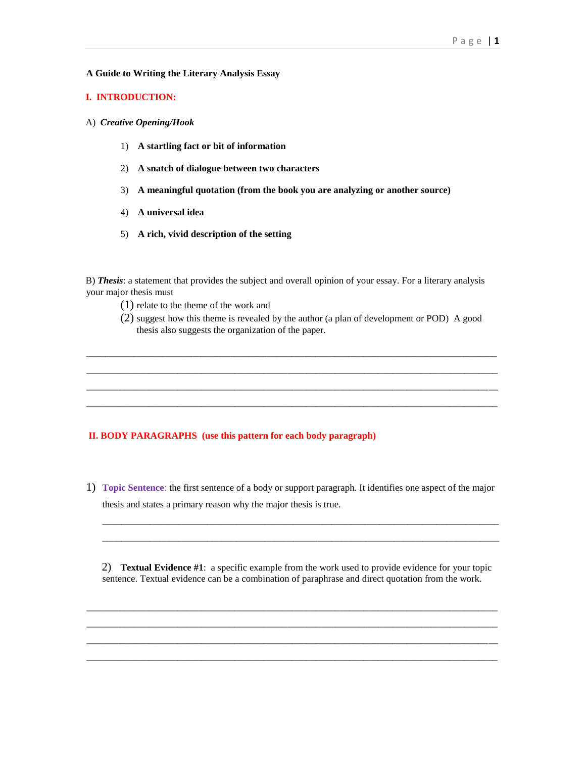**A Guide to Writing the Literary Analysis Essay**

## I. INTRODUCTION:

A) ***Creative Opening/Hook***

1) **A startling fact or bit of information**
2) **A snatch of dialogue between two characters**
3) **A meaningful quotation (from the book you are analyzing or another source)**
4) **A universal idea**
5) **A rich, vivid description of the setting**

B) ***Thesis***: a statement that provides the subject and overall opinion of your essay. For a literary analysis your major thesis must

(1) relate to the theme of the work and
(2) suggest how this theme is revealed by the author (a plan of development or POD) A good thesis also suggests the organization of the paper.

______________________________________________________________________________

______________________________________________________________________________

______________________________________________________________________________

______________________________________________________________________________

## II. BODY PARAGRAPHS (use this pattern for each body paragraph)

1) **Topic Sentence**: the first sentence of a body or support paragraph. It identifies one aspect of the major thesis and states a primary reason why the major thesis is true.

______________________________________________________________________________

______________________________________________________________________________

2) **Textual Evidence #1**: a specific example from the work used to provide evidence for your topic sentence. Textual evidence can be a combination of paraphrase and direct quotation from the work.

______________________________________________________________________________

______________________________________________________________________________

______________________________________________________________________________

______________________________________________________________________________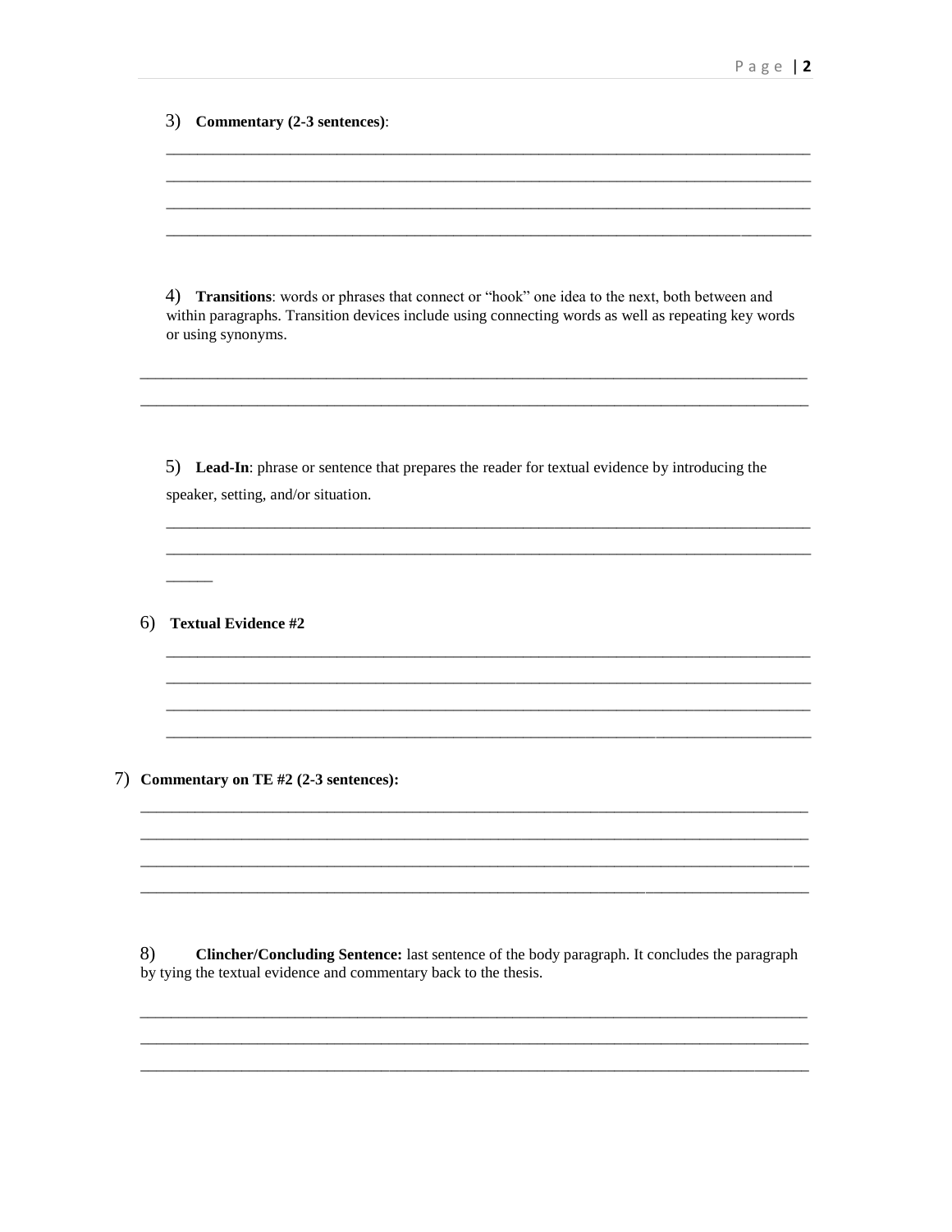3) **Commentary (2-3 sentences)**:

\_\_\_\_\_\_\_\_\_\_\_\_\_\_\_\_\_\_\_\_\_\_\_\_\_\_\_\_\_\_\_\_\_\_\_\_\_\_\_\_\_\_\_\_\_\_\_\_\_\_\_\_\_\_\_\_\_\_\_\_\_\_\_\_\_\_\_\_\_\_\_\_\_\_\_\_

\_\_\_\_\_\_\_\_\_\_\_\_\_\_\_\_\_\_\_\_\_\_\_\_\_\_\_\_\_\_\_\_\_\_\_\_\_\_\_\_\_\_\_\_\_\_\_\_\_\_\_\_\_\_\_\_\_\_\_\_\_\_\_\_\_\_\_\_\_\_\_\_\_\_\_\_

\_\_\_\_\_\_\_\_\_\_\_\_\_\_\_\_\_\_\_\_\_\_\_\_\_\_\_\_\_\_\_\_\_\_\_\_\_\_\_\_\_\_\_\_\_\_\_\_\_\_\_\_\_\_\_\_\_\_\_\_\_\_\_\_\_\_\_\_\_\_\_\_\_\_\_\_

\_\_\_\_\_\_\_\_\_\_\_\_\_\_\_\_\_\_\_\_\_\_\_\_\_\_\_\_\_\_\_\_\_\_\_\_\_\_\_\_\_\_\_\_\_\_\_\_\_\_\_\_\_\_\_\_\_\_\_\_\_\_\_\_\_\_\_\_\_\_\_\_\_\_\_\_

4) **Transitions**: words or phrases that connect or "hook" one idea to the next, both between and within paragraphs. Transition devices include using connecting words as well as repeating key words or using synonyms.

\_\_\_\_\_\_\_\_\_\_\_\_\_\_\_\_\_\_\_\_\_\_\_\_\_\_\_\_\_\_\_\_\_\_\_\_\_\_\_\_\_\_\_\_\_\_\_\_\_\_\_\_\_\_\_\_\_\_\_\_\_\_\_\_\_\_\_\_\_\_\_\_\_\_\_\_

\_\_\_\_\_\_\_\_\_\_\_\_\_\_\_\_\_\_\_\_\_\_\_\_\_\_\_\_\_\_\_\_\_\_\_\_\_\_\_\_\_\_\_\_\_\_\_\_\_\_\_\_\_\_\_\_\_\_\_\_\_\_\_\_\_\_\_\_\_\_\_\_\_\_\_\_

5) **Lead-In**: phrase or sentence that prepares the reader for textual evidence by introducing the speaker, setting, and/or situation.

\_\_\_\_\_\_\_\_\_\_\_\_\_\_\_\_\_\_\_\_\_\_\_\_\_\_\_\_\_\_\_\_\_\_\_\_\_\_\_\_\_\_\_\_\_\_\_\_\_\_\_\_\_\_\_\_\_\_\_\_\_\_\_\_\_\_\_\_\_\_\_\_\_\_\_\_

\_\_\_\_\_\_\_\_\_\_\_\_\_\_\_\_\_\_\_\_\_\_\_\_\_\_\_\_\_\_\_\_\_\_\_\_\_\_\_\_\_\_\_\_\_\_\_\_\_\_\_\_\_\_\_\_\_\_\_\_\_\_\_\_\_\_\_\_\_\_\_\_\_\_\_\_

\_\_\_\_\_\_

6) **Textual Evidence #2**

\_\_\_\_\_\_\_\_\_\_\_\_\_\_\_\_\_\_\_\_\_\_\_\_\_\_\_\_\_\_\_\_\_\_\_\_\_\_\_\_\_\_\_\_\_\_\_\_\_\_\_\_\_\_\_\_\_\_\_\_\_\_\_\_\_\_\_\_\_\_\_\_\_\_\_\_

\_\_\_\_\_\_\_\_\_\_\_\_\_\_\_\_\_\_\_\_\_\_\_\_\_\_\_\_\_\_\_\_\_\_\_\_\_\_\_\_\_\_\_\_\_\_\_\_\_\_\_\_\_\_\_\_\_\_\_\_\_\_\_\_\_\_\_\_\_\_\_\_\_\_\_\_

\_\_\_\_\_\_\_\_\_\_\_\_\_\_\_\_\_\_\_\_\_\_\_\_\_\_\_\_\_\_\_\_\_\_\_\_\_\_\_\_\_\_\_\_\_\_\_\_\_\_\_\_\_\_\_\_\_\_\_\_\_\_\_\_\_\_\_\_\_\_\_\_\_\_\_\_

\_\_\_\_\_\_\_\_\_\_\_\_\_\_\_\_\_\_\_\_\_\_\_\_\_\_\_\_\_\_\_\_\_\_\_\_\_\_\_\_\_\_\_\_\_\_\_\_\_\_\_\_\_\_\_\_\_\_\_\_\_\_\_\_\_\_\_\_\_\_\_\_\_\_\_\_

7) **Commentary on TE #2 (2-3 sentences):**

\_\_\_\_\_\_\_\_\_\_\_\_\_\_\_\_\_\_\_\_\_\_\_\_\_\_\_\_\_\_\_\_\_\_\_\_\_\_\_\_\_\_\_\_\_\_\_\_\_\_\_\_\_\_\_\_\_\_\_\_\_\_\_\_\_\_\_\_\_\_\_\_\_\_\_\_

\_\_\_\_\_\_\_\_\_\_\_\_\_\_\_\_\_\_\_\_\_\_\_\_\_\_\_\_\_\_\_\_\_\_\_\_\_\_\_\_\_\_\_\_\_\_\_\_\_\_\_\_\_\_\_\_\_\_\_\_\_\_\_\_\_\_\_\_\_\_\_\_\_\_\_\_

\_\_\_\_\_\_\_\_\_\_\_\_\_\_\_\_\_\_\_\_\_\_\_\_\_\_\_\_\_\_\_\_\_\_\_\_\_\_\_\_\_\_\_\_\_\_\_\_\_\_\_\_\_\_\_\_\_\_\_\_\_\_\_\_\_\_\_\_\_\_\_\_\_\_\_\_

\_\_\_\_\_\_\_\_\_\_\_\_\_\_\_\_\_\_\_\_\_\_\_\_\_\_\_\_\_\_\_\_\_\_\_\_\_\_\_\_\_\_\_\_\_\_\_\_\_\_\_\_\_\_\_\_\_\_\_\_\_\_\_\_\_\_\_\_\_\_\_\_\_\_\_\_

8) **Clincher/Concluding Sentence:** last sentence of the body paragraph. It concludes the paragraph by tying the textual evidence and commentary back to the thesis.

\_\_\_\_\_\_\_\_\_\_\_\_\_\_\_\_\_\_\_\_\_\_\_\_\_\_\_\_\_\_\_\_\_\_\_\_\_\_\_\_\_\_\_\_\_\_\_\_\_\_\_\_\_\_\_\_\_\_\_\_\_\_\_\_\_\_\_\_\_\_\_\_\_\_\_\_

\_\_\_\_\_\_\_\_\_\_\_\_\_\_\_\_\_\_\_\_\_\_\_\_\_\_\_\_\_\_\_\_\_\_\_\_\_\_\_\_\_\_\_\_\_\_\_\_\_\_\_\_\_\_\_\_\_\_\_\_\_\_\_\_\_\_\_\_\_\_\_\_\_\_\_\_

\_\_\_\_\_\_\_\_\_\_\_\_\_\_\_\_\_\_\_\_\_\_\_\_\_\_\_\_\_\_\_\_\_\_\_\_\_\_\_\_\_\_\_\_\_\_\_\_\_\_\_\_\_\_\_\_\_\_\_\_\_\_\_\_\_\_\_\_\_\_\_\_\_\_\_\_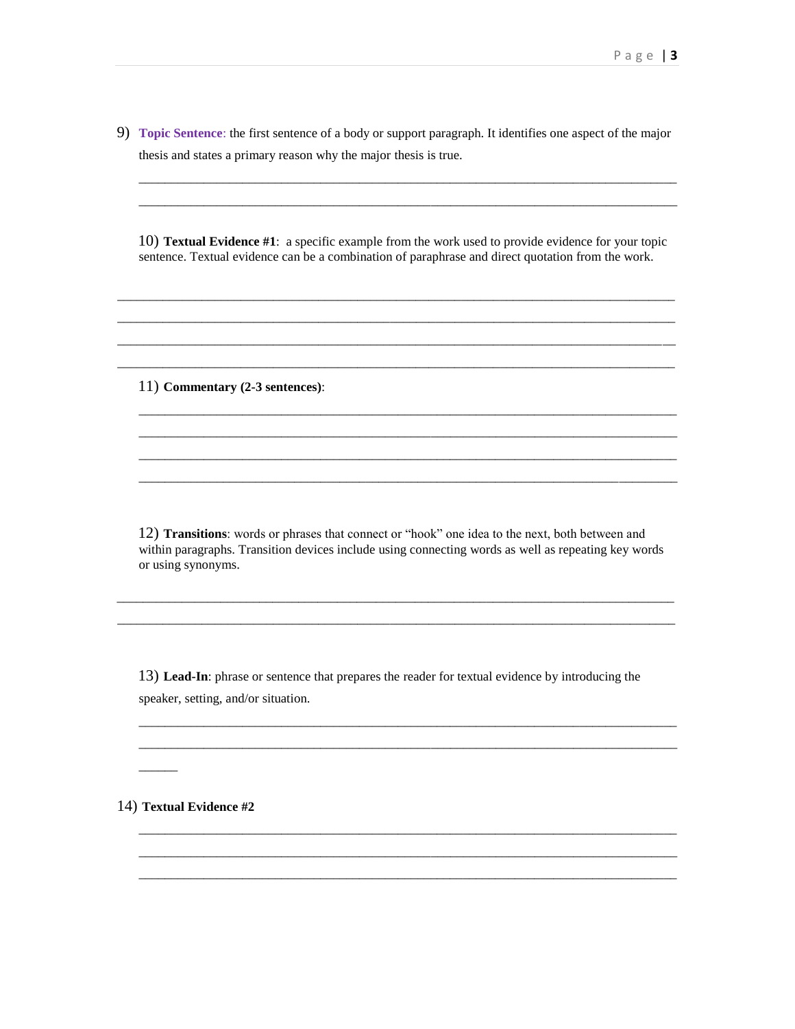9) **Topic Sentence**: the first sentence of a body or support paragraph. It identifies one aspect of the major thesis and states a primary reason why the major thesis is true.

________________________________________________________________________________

________________________________________________________________________________

10) **Textual Evidence #1**: a specific example from the work used to provide evidence for your topic sentence. Textual evidence can be a combination of paraphrase and direct quotation from the work.

________________________________________________________________________________

________________________________________________________________________________

________________________________________________________________________________

________________________________________________________________________________

11) **Commentary (2-3 sentences)**:

________________________________________________________________________________

________________________________________________________________________________

________________________________________________________________________________

________________________________________________________________________________

12) **Transitions**: words or phrases that connect or "hook" one idea to the next, both between and within paragraphs. Transition devices include using connecting words as well as repeating key words or using synonyms.

________________________________________________________________________________

________________________________________________________________________________

13) **Lead-In**: phrase or sentence that prepares the reader for textual evidence by introducing the speaker, setting, and/or situation.

________________________________________________________________________________

________________________________________________________________________________

______

14) **Textual Evidence #2**

________________________________________________________________________________

________________________________________________________________________________

________________________________________________________________________________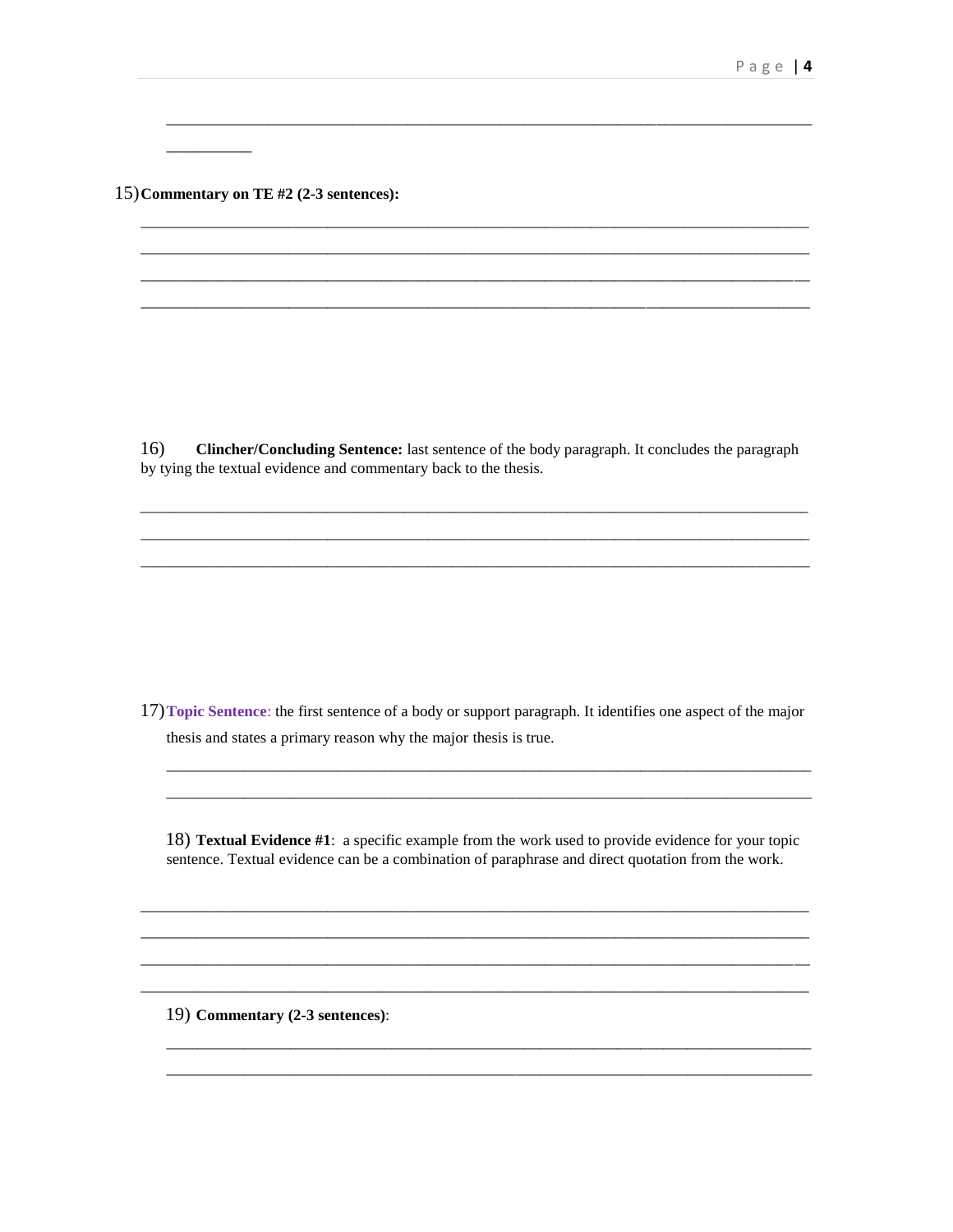______________________________________________________________________________

__________

15) **Commentary on TE #2 (2-3 sentences):**

______________________________________________________________________________

______________________________________________________________________________

______________________________________________________________________________

______________________________________________________________________________

16) **Clincher/Concluding Sentence:** last sentence of the body paragraph. It concludes the paragraph by tying the textual evidence and commentary back to the thesis.

______________________________________________________________________________

______________________________________________________________________________

______________________________________________________________________________

17) **Topic Sentence**: the first sentence of a body or support paragraph. It identifies one aspect of the major thesis and states a primary reason why the major thesis is true.

______________________________________________________________________________

______________________________________________________________________________

18) **Textual Evidence #1**: a specific example from the work used to provide evidence for your topic sentence. Textual evidence can be a combination of paraphrase and direct quotation from the work.

______________________________________________________________________________

______________________________________________________________________________

______________________________________________________________________________

______________________________________________________________________________

19) **Commentary (2-3 sentences)**:

______________________________________________________________________________

______________________________________________________________________________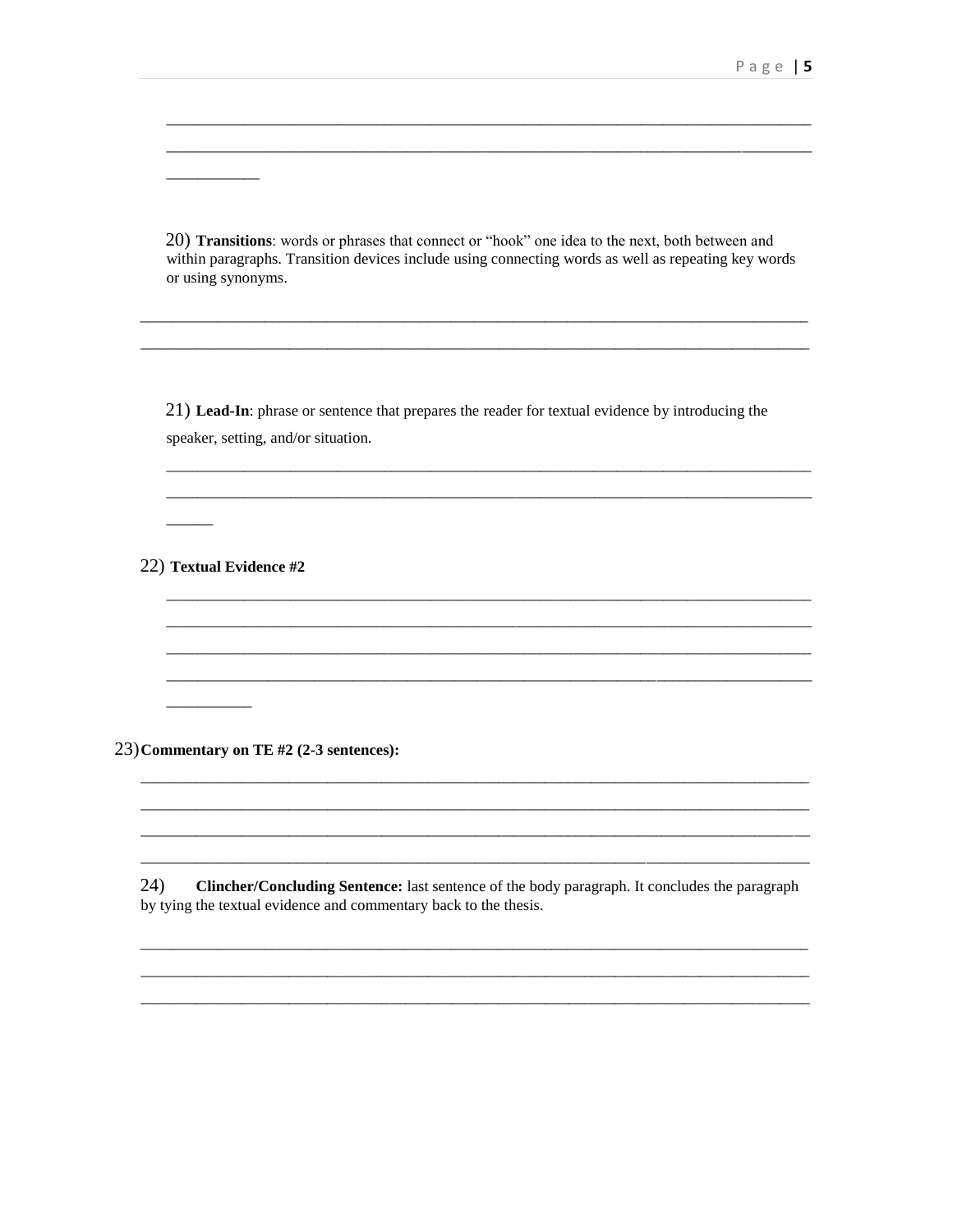20) **Transitions**: words or phrases that connect or "hook" one idea to the next, both between and within paragraphs. Transition devices include using connecting words as well as repeating key words or using synonyms.

21) **Lead-In**: phrase or sentence that prepares the reader for textual evidence by introducing the speaker, setting, and/or situation.

22) **Textual Evidence #2**

23) **Commentary on TE #2 (2-3 sentences):**

24) **Clincher/Concluding Sentence:** last sentence of the body paragraph. It concludes the paragraph by tying the textual evidence and commentary back to the thesis.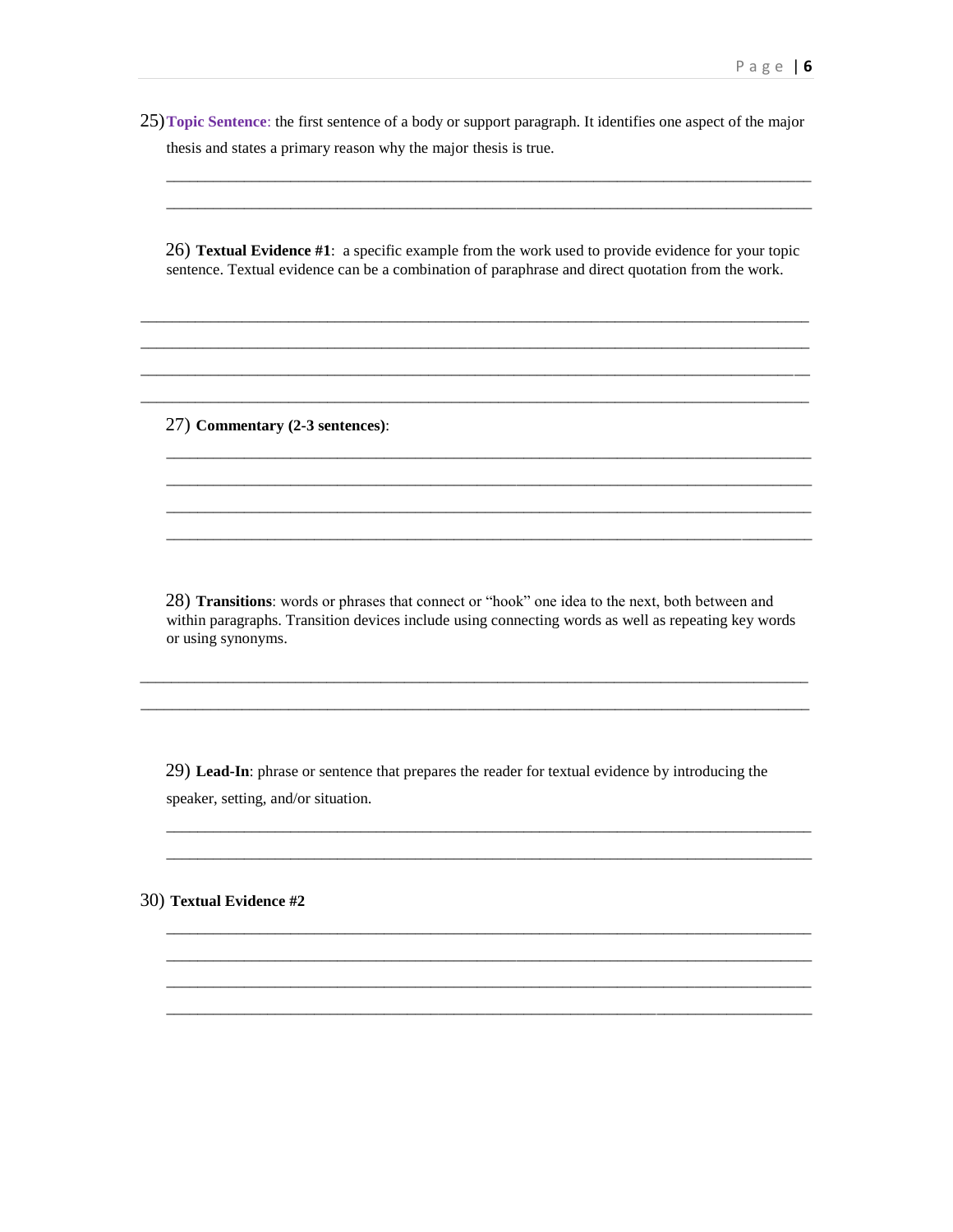25) **Topic Sentence**: the first sentence of a body or support paragraph. It identifies one aspect of the major thesis and states a primary reason why the major thesis is true.

\_\_\_\_\_\_\_\_\_\_\_\_\_\_\_\_\_\_\_\_\_\_\_\_\_\_\_\_\_\_\_\_\_\_\_\_\_\_\_\_\_\_\_\_\_\_\_\_\_\_\_\_\_\_\_\_\_\_\_\_\_\_\_\_\_\_\_\_\_\_\_\_\_\_\_\_

\_\_\_\_\_\_\_\_\_\_\_\_\_\_\_\_\_\_\_\_\_\_\_\_\_\_\_\_\_\_\_\_\_\_\_\_\_\_\_\_\_\_\_\_\_\_\_\_\_\_\_\_\_\_\_\_\_\_\_\_\_\_\_\_\_\_\_\_\_\_\_\_\_\_\_\_

26) **Textual Evidence #1**: a specific example from the work used to provide evidence for your topic sentence. Textual evidence can be a combination of paraphrase and direct quotation from the work.

\_\_\_\_\_\_\_\_\_\_\_\_\_\_\_\_\_\_\_\_\_\_\_\_\_\_\_\_\_\_\_\_\_\_\_\_\_\_\_\_\_\_\_\_\_\_\_\_\_\_\_\_\_\_\_\_\_\_\_\_\_\_\_\_\_\_\_\_\_\_\_\_\_\_\_\_

\_\_\_\_\_\_\_\_\_\_\_\_\_\_\_\_\_\_\_\_\_\_\_\_\_\_\_\_\_\_\_\_\_\_\_\_\_\_\_\_\_\_\_\_\_\_\_\_\_\_\_\_\_\_\_\_\_\_\_\_\_\_\_\_\_\_\_\_\_\_\_\_\_\_\_\_

\_\_\_\_\_\_\_\_\_\_\_\_\_\_\_\_\_\_\_\_\_\_\_\_\_\_\_\_\_\_\_\_\_\_\_\_\_\_\_\_\_\_\_\_\_\_\_\_\_\_\_\_\_\_\_\_\_\_\_\_\_\_\_\_\_\_\_\_\_\_\_\_\_\_\_\_

\_\_\_\_\_\_\_\_\_\_\_\_\_\_\_\_\_\_\_\_\_\_\_\_\_\_\_\_\_\_\_\_\_\_\_\_\_\_\_\_\_\_\_\_\_\_\_\_\_\_\_\_\_\_\_\_\_\_\_\_\_\_\_\_\_\_\_\_\_\_\_\_\_\_\_\_

27) **Commentary (2-3 sentences)**:

\_\_\_\_\_\_\_\_\_\_\_\_\_\_\_\_\_\_\_\_\_\_\_\_\_\_\_\_\_\_\_\_\_\_\_\_\_\_\_\_\_\_\_\_\_\_\_\_\_\_\_\_\_\_\_\_\_\_\_\_\_\_\_\_\_\_\_\_\_\_\_\_\_\_\_\_

\_\_\_\_\_\_\_\_\_\_\_\_\_\_\_\_\_\_\_\_\_\_\_\_\_\_\_\_\_\_\_\_\_\_\_\_\_\_\_\_\_\_\_\_\_\_\_\_\_\_\_\_\_\_\_\_\_\_\_\_\_\_\_\_\_\_\_\_\_\_\_\_\_\_\_\_

\_\_\_\_\_\_\_\_\_\_\_\_\_\_\_\_\_\_\_\_\_\_\_\_\_\_\_\_\_\_\_\_\_\_\_\_\_\_\_\_\_\_\_\_\_\_\_\_\_\_\_\_\_\_\_\_\_\_\_\_\_\_\_\_\_\_\_\_\_\_\_\_\_\_\_\_

\_\_\_\_\_\_\_\_\_\_\_\_\_\_\_\_\_\_\_\_\_\_\_\_\_\_\_\_\_\_\_\_\_\_\_\_\_\_\_\_\_\_\_\_\_\_\_\_\_\_\_\_\_\_\_\_\_\_\_\_\_\_\_\_\_\_\_\_\_\_\_\_\_\_\_\_

28) **Transitions**: words or phrases that connect or "hook" one idea to the next, both between and within paragraphs. Transition devices include using connecting words as well as repeating key words or using synonyms.

\_\_\_\_\_\_\_\_\_\_\_\_\_\_\_\_\_\_\_\_\_\_\_\_\_\_\_\_\_\_\_\_\_\_\_\_\_\_\_\_\_\_\_\_\_\_\_\_\_\_\_\_\_\_\_\_\_\_\_\_\_\_\_\_\_\_\_\_\_\_\_\_\_\_\_\_

\_\_\_\_\_\_\_\_\_\_\_\_\_\_\_\_\_\_\_\_\_\_\_\_\_\_\_\_\_\_\_\_\_\_\_\_\_\_\_\_\_\_\_\_\_\_\_\_\_\_\_\_\_\_\_\_\_\_\_\_\_\_\_\_\_\_\_\_\_\_\_\_\_\_\_\_

29) **Lead-In**: phrase or sentence that prepares the reader for textual evidence by introducing the speaker, setting, and/or situation.

\_\_\_\_\_\_\_\_\_\_\_\_\_\_\_\_\_\_\_\_\_\_\_\_\_\_\_\_\_\_\_\_\_\_\_\_\_\_\_\_\_\_\_\_\_\_\_\_\_\_\_\_\_\_\_\_\_\_\_\_\_\_\_\_\_\_\_\_\_\_\_\_\_\_\_\_

\_\_\_\_\_\_\_\_\_\_\_\_\_\_\_\_\_\_\_\_\_\_\_\_\_\_\_\_\_\_\_\_\_\_\_\_\_\_\_\_\_\_\_\_\_\_\_\_\_\_\_\_\_\_\_\_\_\_\_\_\_\_\_\_\_\_\_\_\_\_\_\_\_\_\_\_

30) **Textual Evidence #2**

\_\_\_\_\_\_\_\_\_\_\_\_\_\_\_\_\_\_\_\_\_\_\_\_\_\_\_\_\_\_\_\_\_\_\_\_\_\_\_\_\_\_\_\_\_\_\_\_\_\_\_\_\_\_\_\_\_\_\_\_\_\_\_\_\_\_\_\_\_\_\_\_\_\_\_\_

\_\_\_\_\_\_\_\_\_\_\_\_\_\_\_\_\_\_\_\_\_\_\_\_\_\_\_\_\_\_\_\_\_\_\_\_\_\_\_\_\_\_\_\_\_\_\_\_\_\_\_\_\_\_\_\_\_\_\_\_\_\_\_\_\_\_\_\_\_\_\_\_\_\_\_\_

\_\_\_\_\_\_\_\_\_\_\_\_\_\_\_\_\_\_\_\_\_\_\_\_\_\_\_\_\_\_\_\_\_\_\_\_\_\_\_\_\_\_\_\_\_\_\_\_\_\_\_\_\_\_\_\_\_\_\_\_\_\_\_\_\_\_\_\_\_\_\_\_\_\_\_\_

\_\_\_\_\_\_\_\_\_\_\_\_\_\_\_\_\_\_\_\_\_\_\_\_\_\_\_\_\_\_\_\_\_\_\_\_\_\_\_\_\_\_\_\_\_\_\_\_\_\_\_\_\_\_\_\_\_\_\_\_\_\_\_\_\_\_\_\_\_\_\_\_\_\_\_\_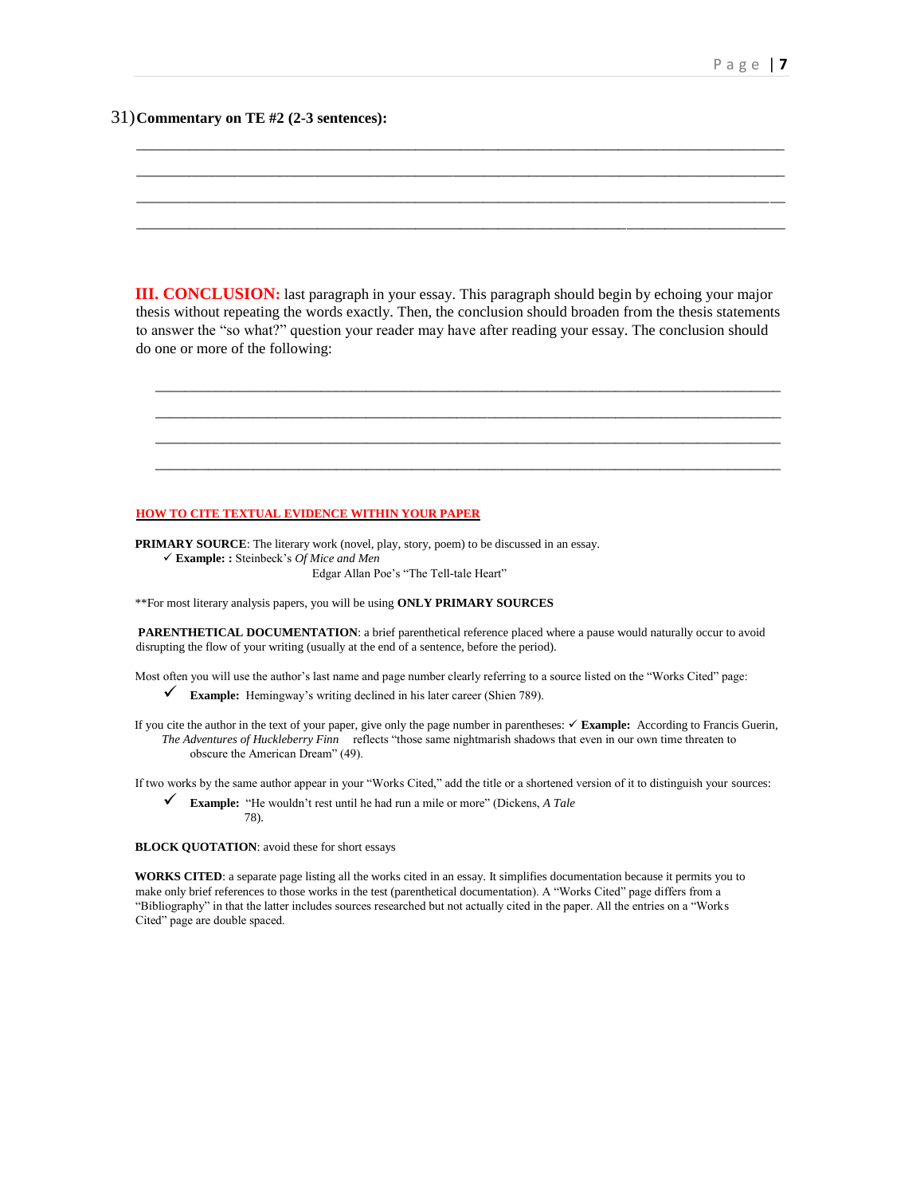31) **Commentary on TE #2 (2-3 sentences):**

______________________________________________________________________________

______________________________________________________________________________

______________________________________________________________________________

______________________________________________________________________________

**III. CONCLUSION:** last paragraph in your essay. This paragraph should begin by echoing your major thesis without repeating the words exactly. Then, the conclusion should broaden from the thesis statements to answer the "so what?" question your reader may have after reading your essay. The conclusion should do one or more of the following:

______________________________________________________________________________

______________________________________________________________________________

______________________________________________________________________________

______________________________________________________________________________

## HOW TO CITE TEXTUAL EVIDENCE WITHIN YOUR PAPER

**PRIMARY SOURCE**: The literary work (novel, play, story, poem) to be discussed in an essay.

✓ **Example: :** Steinbeck's *Of Mice and Men*
Edgar Allan Poe's "The Tell-tale Heart"

**For most literary analysis papers, you will be using **ONLY PRIMARY SOURCES**

**PARENTHETICAL DOCUMENTATION**: a brief parenthetical reference placed where a pause would naturally occur to avoid disrupting the flow of your writing (usually at the end of a sentence, before the period).

Most often you will use the author's last name and page number clearly referring to a source listed on the "Works Cited" page:

✓ **Example:** Hemingway's writing declined in his later career (Shien 789).

If you cite the author in the text of your paper, give only the page number in parentheses: ✓ **Example:** According to Francis Guerin, *The Adventures of Huckleberry Finn* reflects "those same nightmarish shadows that even in our own time threaten to obscure the American Dream" (49).

If two works by the same author appear in your "Works Cited," add the title or a shortened version of it to distinguish your sources:

✓ **Example:** "He wouldn't rest until he had run a mile or more" (Dickens, *A Tale* 78).

**BLOCK QUOTATION**: avoid these for short essays

**WORKS CITED**: a separate page listing all the works cited in an essay. It simplifies documentation because it permits you to make only brief references to those works in the test (parenthetical documentation). A "Works Cited" page differs from a "Bibliography" in that the latter includes sources researched but not actually cited in the paper. All the entries on a "Works Cited" page are double spaced.